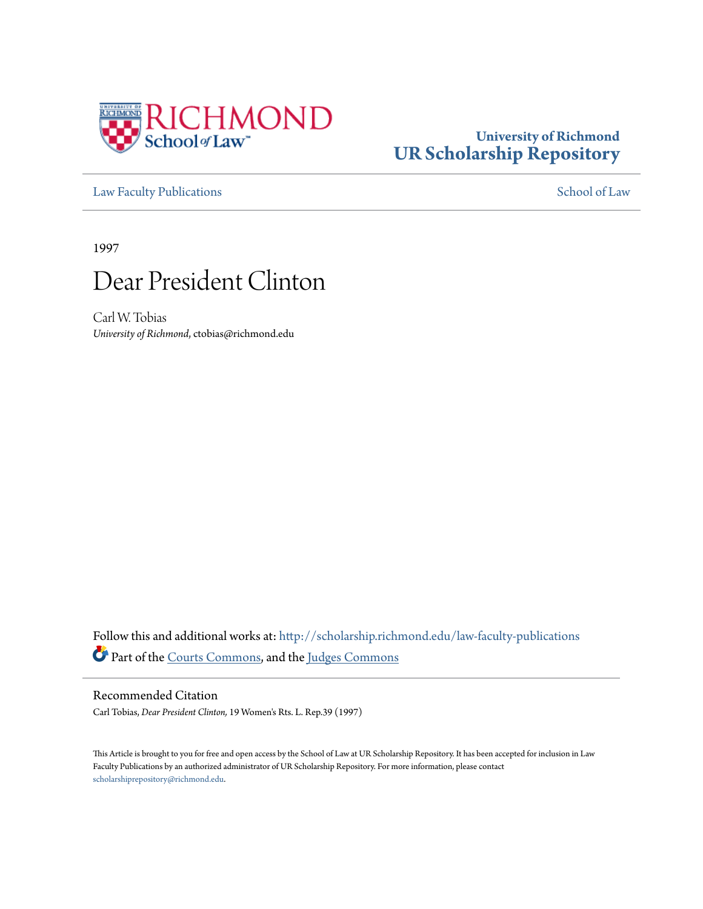University of Richmond
**UR Scholarship Repository**

Law Faculty Publications

School of Law

1997

# Dear President Clinton

Carl W. Tobias
*University of Richmond*, ctobias@richmond.edu

Follow this and additional works at: http://scholarship.richmond.edu/law-faculty-publications

Part of the Courts Commons, and the Judges Commons

## Recommended Citation

Carl Tobias, *Dear President Clinton,* 19 Women's Rts. L. Rep.39 (1997)

This Article is brought to you for free and open access by the School of Law at UR Scholarship Repository. It has been accepted for inclusion in Law Faculty Publications by an authorized administrator of UR Scholarship Repository. For more information, please contact scholarshiprepository@richmond.edu.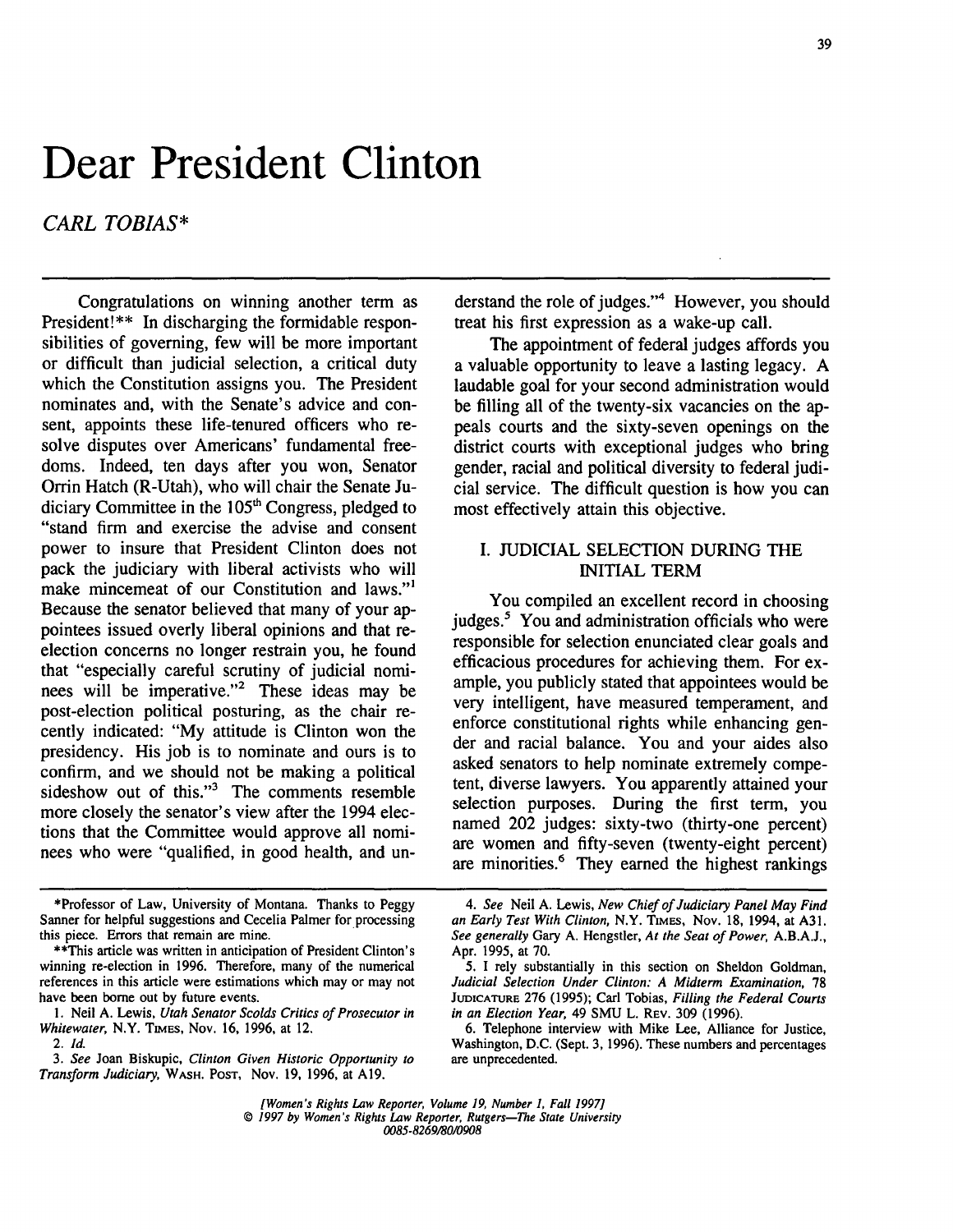# Dear President Clinton

*CARL TOBIAS**

Congratulations on winning another term as President!** In discharging the formidable responsibilities of governing, few will be more important or difficult than judicial selection, a critical duty which the Constitution assigns you. The President nominates and, with the Senate's advice and consent, appoints these life-tenured officers who resolve disputes over Americans' fundamental freedoms. Indeed, ten days after you won, Senator Orrin Hatch (R-Utah), who will chair the Senate Judiciary Committee in the 105th Congress, pledged to "stand firm and exercise the advise and consent power to insure that President Clinton does not pack the judiciary with liberal activists who will make mincemeat of our Constitution and laws."[1] Because the senator believed that many of your appointees issued overly liberal opinions and that reelection concerns no longer restrain you, he found that "especially careful scrutiny of judicial nominees will be imperative."[2] These ideas may be post-election political posturing, as the chair recently indicated: "My attitude is Clinton won the presidency. His job is to nominate and ours is to confirm, and we should not be making a political sideshow out of this."[3] The comments resemble more closely the senator's view after the 1994 elections that the Committee would approve all nominees who were "qualified, in good health, and understand the role of judges."[4] However, you should treat his first expression as a wake-up call.

The appointment of federal judges affords you a valuable opportunity to leave a lasting legacy. A laudable goal for your second administration would be filling all of the twenty-six vacancies on the appeals courts and the sixty-seven openings on the district courts with exceptional judges who bring gender, racial and political diversity to federal judicial service. The difficult question is how you can most effectively attain this objective.

## I. JUDICIAL SELECTION DURING THE INITIAL TERM

You compiled an excellent record in choosing judges.[5] You and administration officials who were responsible for selection enunciated clear goals and efficacious procedures for achieving them. For example, you publicly stated that appointees would be very intelligent, have measured temperament, and enforce constitutional rights while enhancing gender and racial balance. You and your aides also asked senators to help nominate extremely competent, diverse lawyers. You apparently attained your selection purposes. During the first term, you named 202 judges: sixty-two (thirty-one percent) are women and fifty-seven (twenty-eight percent) are minorities.[6] They earned the highest rankings

---

*Professor of Law, University of Montana. Thanks to Peggy Sanner for helpful suggestions and Cecelia Palmer for processing this piece. Errors that remain are mine.

**This article was written in anticipation of President Clinton's winning re-election in 1996. Therefore, many of the numerical references in this article were estimations which may or may not have been borne out by future events.

1. Neil A. Lewis, *Utah Senator Scolds Critics of Prosecutor in Whitewater*, N.Y. TIMES, Nov. 16, 1996, at 12.

2. *Id.*

3. *See* Joan Biskupic, *Clinton Given Historic Opportunity to Transform Judiciary*, WASH. POST, Nov. 19, 1996, at A19.

4. *See* Neil A. Lewis, *New Chief of Judiciary Panel May Find an Early Test With Clinton*, N.Y. TIMES, Nov. 18, 1994, at A31. *See generally* Gary A. Hengstler, *At the Seat of Power*, A.B.A.J., Apr. 1995, at 70.

5. I rely substantially in this section on Sheldon Goldman, *Judicial Selection Under Clinton: A Midterm Examination*, 78 JUDICATURE 276 (1995); Carl Tobias, *Filling the Federal Courts in an Election Year*, 49 SMU L. REV. 309 (1996).

6. Telephone interview with Mike Lee, Alliance for Justice, Washington, D.C. (Sept. 3, 1996). These numbers and percentages are unprecedented.

[Women's Rights Law Reporter, Volume 19, Number 1, Fall 1997]
© 1997 by Women's Rights Law Reporter, Rutgers—The State University
0085-8269/80/0908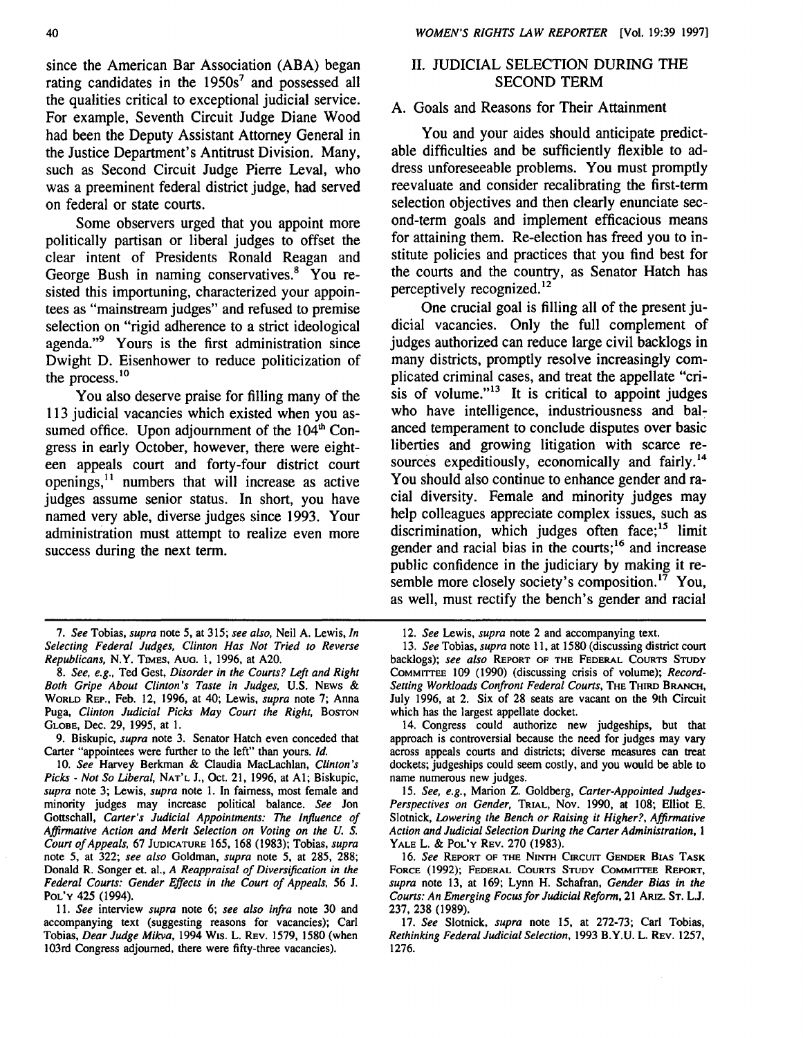since the American Bar Association (ABA) began rating candidates in the 1950s[7] and possessed all the qualities critical to exceptional judicial service. For example, Seventh Circuit Judge Diane Wood had been the Deputy Assistant Attorney General in the Justice Department's Antitrust Division. Many, such as Second Circuit Judge Pierre Leval, who was a preeminent federal district judge, had served on federal or state courts.

Some observers urged that you appoint more politically partisan or liberal judges to offset the clear intent of Presidents Ronald Reagan and George Bush in naming conservatives.[8] You resisted this importuning, characterized your appointees as "mainstream judges" and refused to premise selection on "rigid adherence to a strict ideological agenda."[9] Yours is the first administration since Dwight D. Eisenhower to reduce politicization of the process.[10]

You also deserve praise for filling many of the 113 judicial vacancies which existed when you assumed office. Upon adjournment of the 104th Congress in early October, however, there were eighteen appeals court and forty-four district court openings,[11] numbers that will increase as active judges assume senior status. In short, you have named very able, diverse judges since 1993. Your administration must attempt to realize even more success during the next term.

## II. JUDICIAL SELECTION DURING THE SECOND TERM

### A. Goals and Reasons for Their Attainment

You and your aides should anticipate predictable difficulties and be sufficiently flexible to address unforeseeable problems. You must promptly reevaluate and consider recalibrating the first-term selection objectives and then clearly enunciate second-term goals and implement efficacious means for attaining them. Re-election has freed you to institute policies and practices that you find best for the courts and the country, as Senator Hatch has perceptively recognized.[12]

One crucial goal is filling all of the present judicial vacancies. Only the full complement of judges authorized can reduce large civil backlogs in many districts, promptly resolve increasingly complicated criminal cases, and treat the appellate "crisis of volume."[13] It is critical to appoint judges who have intelligence, industriousness and balanced temperament to conclude disputes over basic liberties and growing litigation with scarce resources expeditiously, economically and fairly.[14] You should also continue to enhance gender and racial diversity. Female and minority judges may help colleagues appreciate complex issues, such as discrimination, which judges often face;[15] limit gender and racial bias in the courts;[16] and increase public confidence in the judiciary by making it resemble more closely society's composition.[17] You, as well, must rectify the bench's gender and racial

---

7. *See* Tobias, *supra* note 5, at 315; *see also*, Neil A. Lewis, *In Selecting Federal Judges, Clinton Has Not Tried to Reverse Republicans*, N.Y. TIMES, AUG. 1, 1996, at A20.

8. *See, e.g.*, Ted Gest, *Disorder in the Courts? Left and Right Both Gripe About Clinton's Taste in Judges*, U.S. NEWS & WORLD REP., Feb. 12, 1996, at 40; Lewis, *supra* note 7; Anna Puga, *Clinton Judicial Picks May Court the Right*, BOSTON GLOBE, Dec. 29, 1995, at 1.

9. Biskupic, *supra* note 3. Senator Hatch even conceded that Carter "appointees were further to the left" than yours. *Id.*

10. *See* Harvey Berkman & Claudia MacLachlan, *Clinton's Picks - Not So Liberal*, NAT'L J., Oct. 21, 1996, at A1; Biskupic, *supra* note 3; Lewis, *supra* note 1. In fairness, most female and minority judges may increase political balance. *See* Jon Gottschall, *Carter's Judicial Appointments: The Influence of Affirmative Action and Merit Selection on Voting on the U. S. Court of Appeals*, 67 JUDICATURE 165, 168 (1983); Tobias, *supra* note 5, at 322; *see also* Goldman, *supra* note 5, at 285, 288; Donald R. Songer et. al., *A Reappraisal of Diversification in the Federal Courts: Gender Effects in the Court of Appeals*, 56 J. POL'Y 425 (1994).

11. *See* interview *supra* note 6; *see also infra* note 30 and accompanying text (suggesting reasons for vacancies); Carl Tobias, *Dear Judge Mikva*, 1994 WIS. L. REV. 1579, 1580 (when 103rd Congress adjourned, there were fifty-three vacancies).

12. *See* Lewis, *supra* note 2 and accompanying text.

13. *See* Tobias, *supra* note 11, at 1580 (discussing district court backlogs); *see also* REPORT OF THE FEDERAL COURTS STUDY COMMITTEE 109 (1990) (discussing crisis of volume); *Record-Setting Workloads Confront Federal Courts*, THE THIRD BRANCH, July 1996, at 2. Six of 28 seats are vacant on the 9th Circuit which has the largest appellate docket.

14. Congress could authorize new judgeships, but that approach is controversial because the need for judges may vary across appeals courts and districts; diverse measures can treat dockets; judgeships could seem costly, and you would be able to name numerous new judges.

15. *See, e.g.*, Marion Z. Goldberg, *Carter-Appointed Judges-Perspectives on Gender*, TRIAL, Nov. 1990, at 108; Elliot E. Slotnick, *Lowering the Bench or Raising it Higher?, Affirmative Action and Judicial Selection During the Carter Administration*, 1 YALE L. & POL'Y REV. 270 (1983).

16. *See* REPORT OF THE NINTH CIRCUIT GENDER BIAS TASK FORCE (1992); FEDERAL COURTS STUDY COMMITTEE REPORT, *supra* note 13, at 169; Lynn H. Schafran, *Gender Bias in the Courts: An Emerging Focus for Judicial Reform*, 21 ARIZ. ST. L.J. 237, 238 (1989).

17. *See* Slotnick, *supra* note 15, at 272-73; Carl Tobias, *Rethinking Federal Judicial Selection*, 1993 B.Y.U. L. REV. 1257, 1276.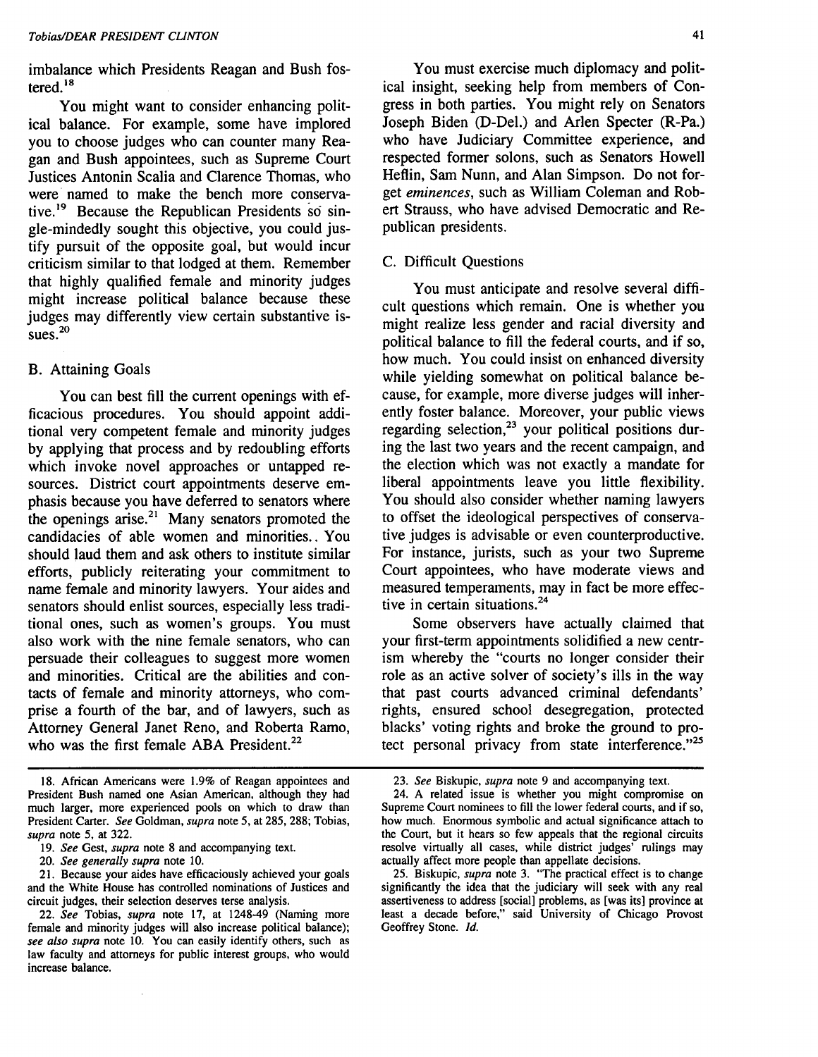imbalance which Presidents Reagan and Bush fostered.[18]

You might want to consider enhancing political balance. For example, some have implored you to choose judges who can counter many Reagan and Bush appointees, such as Supreme Court Justices Antonin Scalia and Clarence Thomas, who were named to make the bench more conservative.[19] Because the Republican Presidents so single-mindedly sought this objective, you could justify pursuit of the opposite goal, but would incur criticism similar to that lodged at them. Remember that highly qualified female and minority judges might increase political balance because these judges may differently view certain substantive issues.[20]

### B. Attaining Goals

You can best fill the current openings with efficacious procedures. You should appoint additional very competent female and minority judges by applying that process and by redoubling efforts which invoke novel approaches or untapped resources. District court appointments deserve emphasis because you have deferred to senators where the openings arise.[21] Many senators promoted the candidacies of able women and minorities.. You should laud them and ask others to institute similar efforts, publicly reiterating your commitment to name female and minority lawyers. Your aides and senators should enlist sources, especially less traditional ones, such as women's groups. You must also work with the nine female senators, who can persuade their colleagues to suggest more women and minorities. Critical are the abilities and contacts of female and minority attorneys, who comprise a fourth of the bar, and of lawyers, such as Attorney General Janet Reno, and Roberta Ramo, who was the first female ABA President.[22]

You must exercise much diplomacy and political insight, seeking help from members of Congress in both parties. You might rely on Senators Joseph Biden (D-Del.) and Arlen Specter (R-Pa.) who have Judiciary Committee experience, and respected former solons, such as Senators Howell Heflin, Sam Nunn, and Alan Simpson. Do not forget *eminences*, such as William Coleman and Robert Strauss, who have advised Democratic and Republican presidents.

### C. Difficult Questions

You must anticipate and resolve several difficult questions which remain. One is whether you might realize less gender and racial diversity and political balance to fill the federal courts, and if so, how much. You could insist on enhanced diversity while yielding somewhat on political balance because, for example, more diverse judges will inherently foster balance. Moreover, your public views regarding selection,[23] your political positions during the last two years and the recent campaign, and the election which was not exactly a mandate for liberal appointments leave you little flexibility. You should also consider whether naming lawyers to offset the ideological perspectives of conservative judges is advisable or even counterproductive. For instance, jurists, such as your two Supreme Court appointees, who have moderate views and measured temperaments, may in fact be more effective in certain situations.[24]

Some observers have actually claimed that your first-term appointments solidified a new centrism whereby the "courts no longer consider their role as an active solver of society's ills in the way that past courts advanced criminal defendants' rights, ensured school desegregation, protected blacks' voting rights and broke the ground to protect personal privacy from state interference."[25]

---

18. African Americans were 1.9% of Reagan appointees and President Bush named one Asian American, although they had much larger, more experienced pools on which to draw than President Carter. *See* Goldman, *supra* note 5, at 285, 288; Tobias, *supra* note 5, at 322.

19. *See* Gest, *supra* note 8 and accompanying text.

20. *See generally supra* note 10.

21. Because your aides have efficaciously achieved your goals and the White House has controlled nominations of Justices and circuit judges, their selection deserves terse analysis.

22. *See* Tobias, *supra* note 17, at 1248-49 (Naming more female and minority judges will also increase political balance); *see also supra* note 10. You can easily identify others, such as law faculty and attorneys for public interest groups, who would increase balance.

23. *See* Biskupic, *supra* note 9 and accompanying text.

24. A related issue is whether you might compromise on Supreme Court nominees to fill the lower federal courts, and if so, how much. Enormous symbolic and actual significance attach to the Court, but it hears so few appeals that the regional circuits resolve virtually all cases, while district judges' rulings may actually affect more people than appellate decisions.

25. Biskupic, *supra* note 3. "The practical effect is to change significantly the idea that the judiciary will seek with any real assertiveness to address [social] problems, as [was its] province at least a decade before," said University of Chicago Provost Geoffrey Stone. *Id.*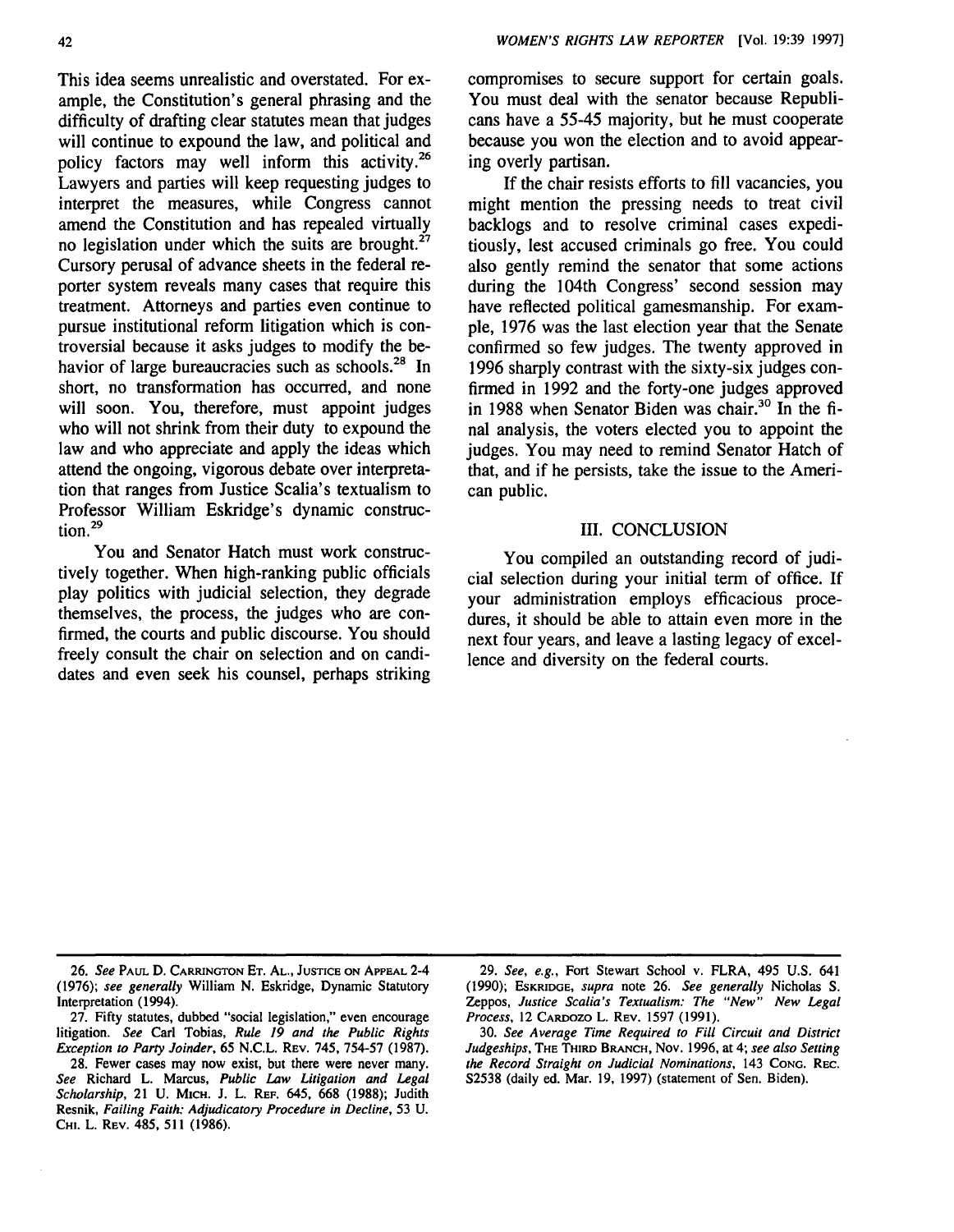This idea seems unrealistic and overstated. For example, the Constitution's general phrasing and the difficulty of drafting clear statutes mean that judges will continue to expound the law, and political and policy factors may well inform this activity.[26] Lawyers and parties will keep requesting judges to interpret the measures, while Congress cannot amend the Constitution and has repealed virtually no legislation under which the suits are brought.[27] Cursory perusal of advance sheets in the federal reporter system reveals many cases that require this treatment. Attorneys and parties even continue to pursue institutional reform litigation which is controversial because it asks judges to modify the behavior of large bureaucracies such as schools.[28] In short, no transformation has occurred, and none will soon. You, therefore, must appoint judges who will not shrink from their duty to expound the law and who appreciate and apply the ideas which attend the ongoing, vigorous debate over interpretation that ranges from Justice Scalia's textualism to Professor William Eskridge's dynamic construction.[29]

You and Senator Hatch must work constructively together. When high-ranking public officials play politics with judicial selection, they degrade themselves, the process, the judges who are confirmed, the courts and public discourse. You should freely consult the chair on selection and on candidates and even seek his counsel, perhaps striking compromises to secure support for certain goals. You must deal with the senator because Republicans have a 55-45 majority, but he must cooperate because you won the election and to avoid appearing overly partisan.

If the chair resists efforts to fill vacancies, you might mention the pressing needs to treat civil backlogs and to resolve criminal cases expeditiously, lest accused criminals go free. You could also gently remind the senator that some actions during the 104th Congress' second session may have reflected political gamesmanship. For example, 1976 was the last election year that the Senate confirmed so few judges. The twenty approved in 1996 sharply contrast with the sixty-six judges confirmed in 1992 and the forty-one judges approved in 1988 when Senator Biden was chair.[30] In the final analysis, the voters elected you to appoint the judges. You may need to remind Senator Hatch of that, and if he persists, take the issue to the American public.

## III. CONCLUSION

You compiled an outstanding record of judicial selection during your initial term of office. If your administration employs efficacious procedures, it should be able to attain even more in the next four years, and leave a lasting legacy of excellence and diversity on the federal courts.

---

26. *See* PAUL D. CARRINGTON ET. AL., JUSTICE ON APPEAL 2-4 (1976); *see generally* William N. Eskridge, Dynamic Statutory Interpretation (1994).

27. Fifty statutes, dubbed "social legislation," even encourage litigation. *See* Carl Tobias, *Rule 19 and the Public Rights Exception to Party Joinder*, 65 N.C.L. REV. 745, 754-57 (1987).

28. Fewer cases may now exist, but there were never many. *See* Richard L. Marcus, *Public Law Litigation and Legal Scholarship*, 21 U. MICH. J. L. REF. 645, 668 (1988); Judith Resnik, *Failing Faith: Adjudicatory Procedure in Decline*, 53 U. CHI. L. REV. 485, 511 (1986).

29. *See, e.g.*, Fort Stewart School v. FLRA, 495 U.S. 641 (1990); ESKRIDGE, *supra* note 26. *See generally* Nicholas S. Zeppos, *Justice Scalia's Textualism: The "New" New Legal Process*, 12 CARDOZO L. REV. 1597 (1991).

30. *See Average Time Required to Fill Circuit and District Judgeships*, THE THIRD BRANCH, Nov. 1996, at 4; *see also Setting the Record Straight on Judicial Nominations*, 143 CONG. REC. S2538 (daily ed. Mar. 19, 1997) (statement of Sen. Biden).